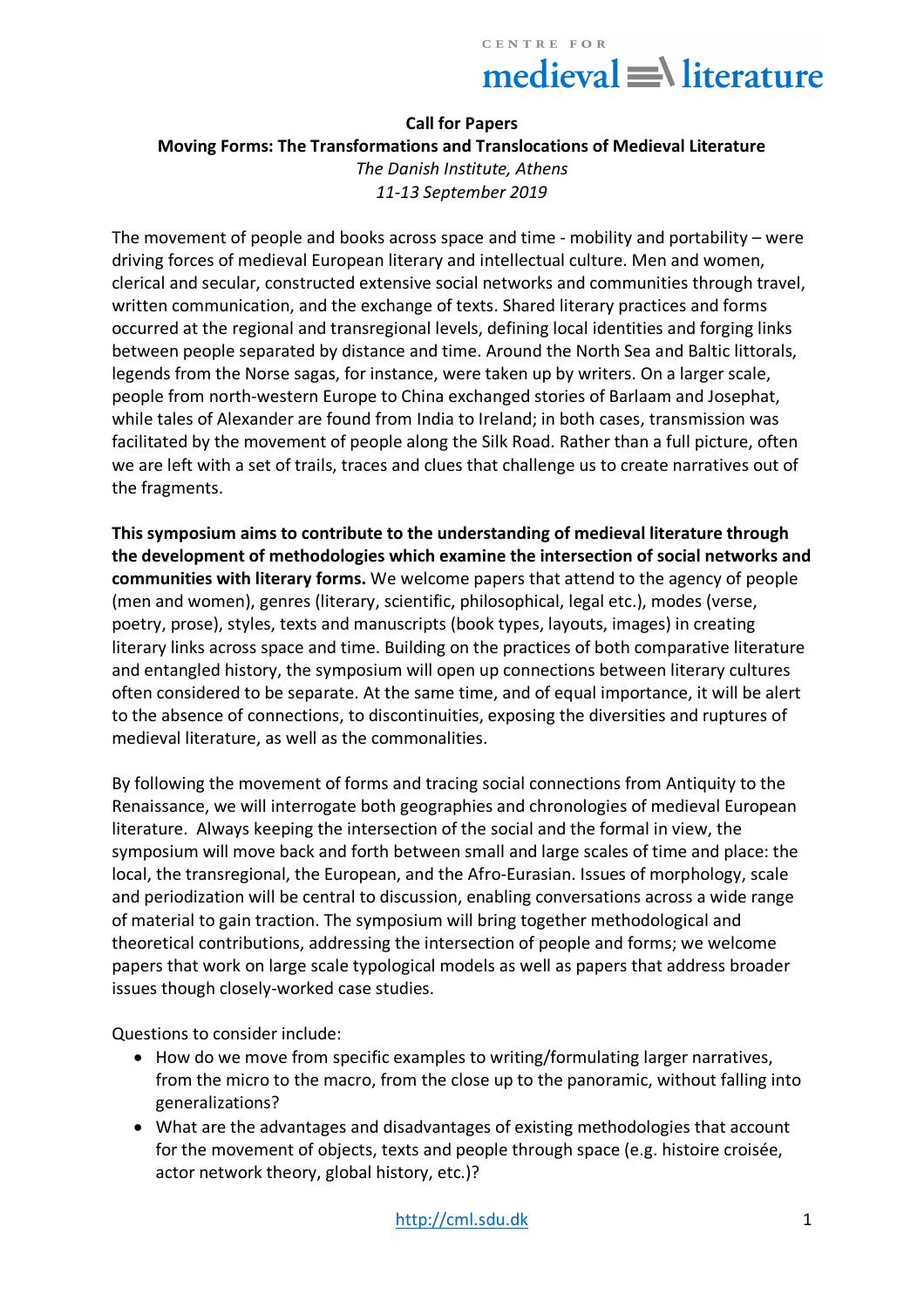CENTRE FOR
medieval literature

**Call for Papers**

**Moving Forms: The Transformations and Translocations of Medieval Literature**

*The Danish Institute, Athens*

*11-13 September 2019*

The movement of people and books across space and time - mobility and portability – were driving forces of medieval European literary and intellectual culture. Men and women, clerical and secular, constructed extensive social networks and communities through travel, written communication, and the exchange of texts. Shared literary practices and forms occurred at the regional and transregional levels, defining local identities and forging links between people separated by distance and time. Around the North Sea and Baltic littorals, legends from the Norse sagas, for instance, were taken up by writers. On a larger scale, people from north-western Europe to China exchanged stories of Barlaam and Josephat, while tales of Alexander are found from India to Ireland; in both cases, transmission was facilitated by the movement of people along the Silk Road. Rather than a full picture, often we are left with a set of trails, traces and clues that challenge us to create narratives out of the fragments.

**This symposium aims to contribute to the understanding of medieval literature through the development of methodologies which examine the intersection of social networks and communities with literary forms.** We welcome papers that attend to the agency of people (men and women), genres (literary, scientific, philosophical, legal etc.), modes (verse, poetry, prose), styles, texts and manuscripts (book types, layouts, images) in creating literary links across space and time. Building on the practices of both comparative literature and entangled history, the symposium will open up connections between literary cultures often considered to be separate. At the same time, and of equal importance, it will be alert to the absence of connections, to discontinuities, exposing the diversities and ruptures of medieval literature, as well as the commonalities.

By following the movement of forms and tracing social connections from Antiquity to the Renaissance, we will interrogate both geographies and chronologies of medieval European literature. Always keeping the intersection of the social and the formal in view, the symposium will move back and forth between small and large scales of time and place: the local, the transregional, the European, and the Afro-Eurasian. Issues of morphology, scale and periodization will be central to discussion, enabling conversations across a wide range of material to gain traction. The symposium will bring together methodological and theoretical contributions, addressing the intersection of people and forms; we welcome papers that work on large scale typological models as well as papers that address broader issues though closely-worked case studies.

Questions to consider include:

- How do we move from specific examples to writing/formulating larger narratives, from the micro to the macro, from the close up to the panoramic, without falling into generalizations?
- What are the advantages and disadvantages of existing methodologies that account for the movement of objects, texts and people through space (e.g. histoire croisée, actor network theory, global history, etc.)?

http://cml.sdu.dk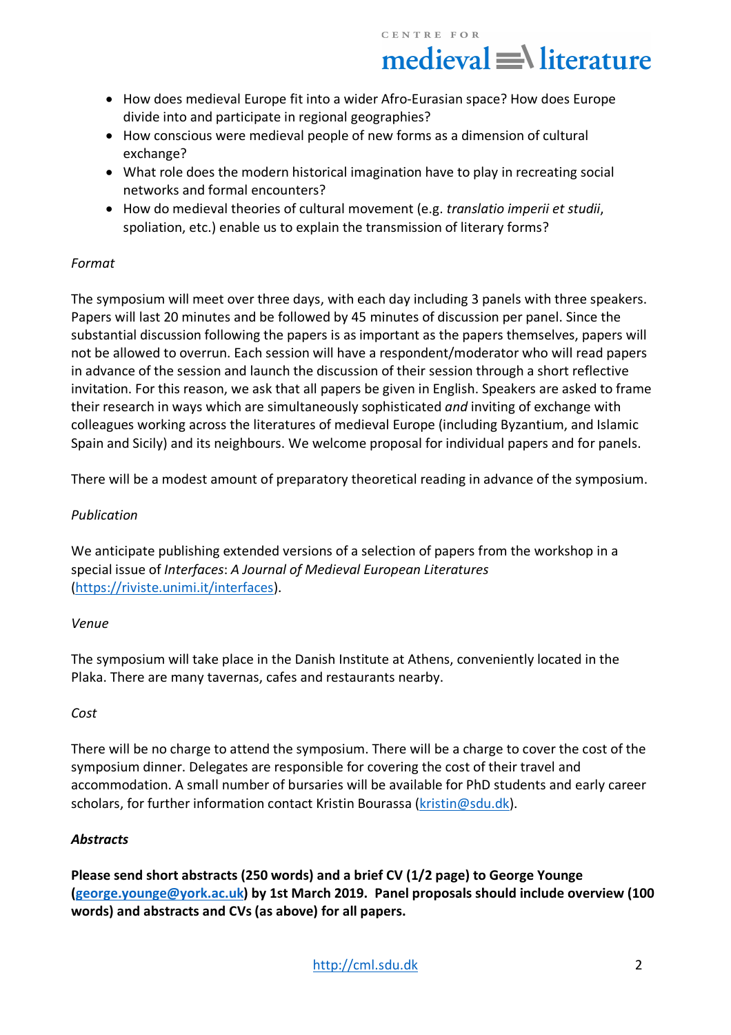- How does medieval Europe fit into a wider Afro-Eurasian space? How does Europe divide into and participate in regional geographies?
- How conscious were medieval people of new forms as a dimension of cultural exchange?
- What role does the modern historical imagination have to play in recreating social networks and formal encounters?
- How do medieval theories of cultural movement (e.g. *translatio imperii et studii*, spoliation, etc.) enable us to explain the transmission of literary forms?

*Format*

The symposium will meet over three days, with each day including 3 panels with three speakers. Papers will last 20 minutes and be followed by 45 minutes of discussion per panel. Since the substantial discussion following the papers is as important as the papers themselves, papers will not be allowed to overrun. Each session will have a respondent/moderator who will read papers in advance of the session and launch the discussion of their session through a short reflective invitation. For this reason, we ask that all papers be given in English. Speakers are asked to frame their research in ways which are simultaneously sophisticated *and* inviting of exchange with colleagues working across the literatures of medieval Europe (including Byzantium, and Islamic Spain and Sicily) and its neighbours. We welcome proposal for individual papers and for panels.

There will be a modest amount of preparatory theoretical reading in advance of the symposium.

*Publication*

We anticipate publishing extended versions of a selection of papers from the workshop in a special issue of *Interfaces*: *A Journal of Medieval European Literatures* (https://riviste.unimi.it/interfaces).

*Venue*

The symposium will take place in the Danish Institute at Athens, conveniently located in the Plaka. There are many tavernas, cafes and restaurants nearby.

*Cost*

There will be no charge to attend the symposium. There will be a charge to cover the cost of the symposium dinner. Delegates are responsible for covering the cost of their travel and accommodation. A small number of bursaries will be available for PhD students and early career scholars, for further information contact Kristin Bourassa (kristin@sdu.dk).

***Abstracts***

**Please send short abstracts (250 words) and a brief CV (1/2 page) to George Younge (george.younge@york.ac.uk) by 1st March 2019. Panel proposals should include overview (100 words) and abstracts and CVs (as above) for all papers.**